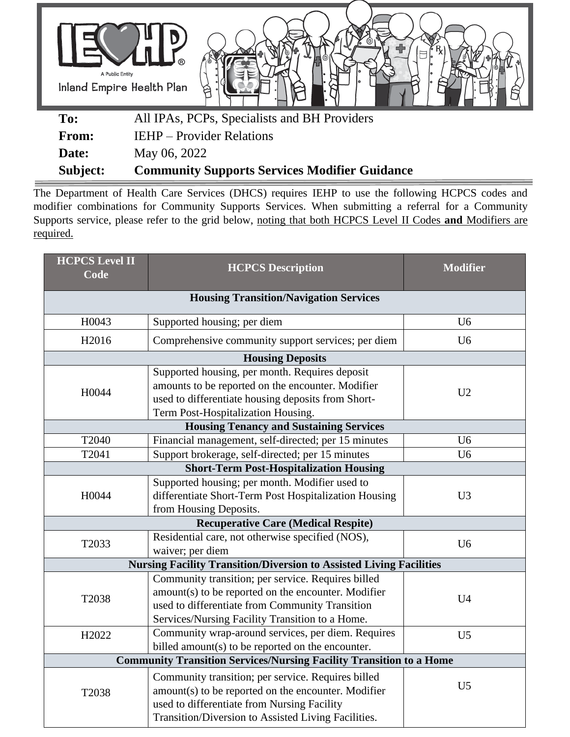IEHP

A Public Entity

Inland Empire Health Plan

**To:** All IPAs, PCPs, Specialists and BH Providers

**From:** IEHP – Provider Relations

**Date:** May 06, 2022

**Subject:** **Community Supports Services Modifier Guidance**

The Department of Health Care Services (DHCS) requires IEHP to use the following HCPCS codes and modifier combinations for Community Supports Services. When submitting a referral for a Community Supports service, please refer to the grid below, noting that both HCPCS Level II Codes **and** Modifiers are required.

| HCPCS Level II Code | HCPCS Description | Modifier |
|---|---|---|
| **Housing Transition/Navigation Services** | | |
| H0043 | Supported housing; per diem | U6 |
| H2016 | Comprehensive community support services; per diem | U6 |
| **Housing Deposits** | | |
| H0044 | Supported housing, per month. Requires deposit amounts to be reported on the encounter. Modifier used to differentiate housing deposits from Short-Term Post-Hospitalization Housing. | U2 |
| **Housing Tenancy and Sustaining Services** | | |
| T2040 | Financial management, self-directed; per 15 minutes | U6 |
| T2041 | Support brokerage, self-directed; per 15 minutes | U6 |
| **Short-Term Post-Hospitalization Housing** | | |
| H0044 | Supported housing; per month. Modifier used to differentiate Short-Term Post Hospitalization Housing from Housing Deposits. | U3 |
| **Recuperative Care (Medical Respite)** | | |
| T2033 | Residential care, not otherwise specified (NOS), waiver; per diem | U6 |
| **Nursing Facility Transition/Diversion to Assisted Living Facilities** | | |
| T2038 | Community transition; per service. Requires billed amount(s) to be reported on the encounter. Modifier used to differentiate from Community Transition Services/Nursing Facility Transition to a Home. | U4 |
| H2022 | Community wrap-around services, per diem. Requires billed amount(s) to be reported on the encounter. | U5 |
| **Community Transition Services/Nursing Facility Transition to a Home** | | |
| T2038 | Community transition; per service. Requires billed amount(s) to be reported on the encounter. Modifier used to differentiate from Nursing Facility Transition/Diversion to Assisted Living Facilities. | U5 |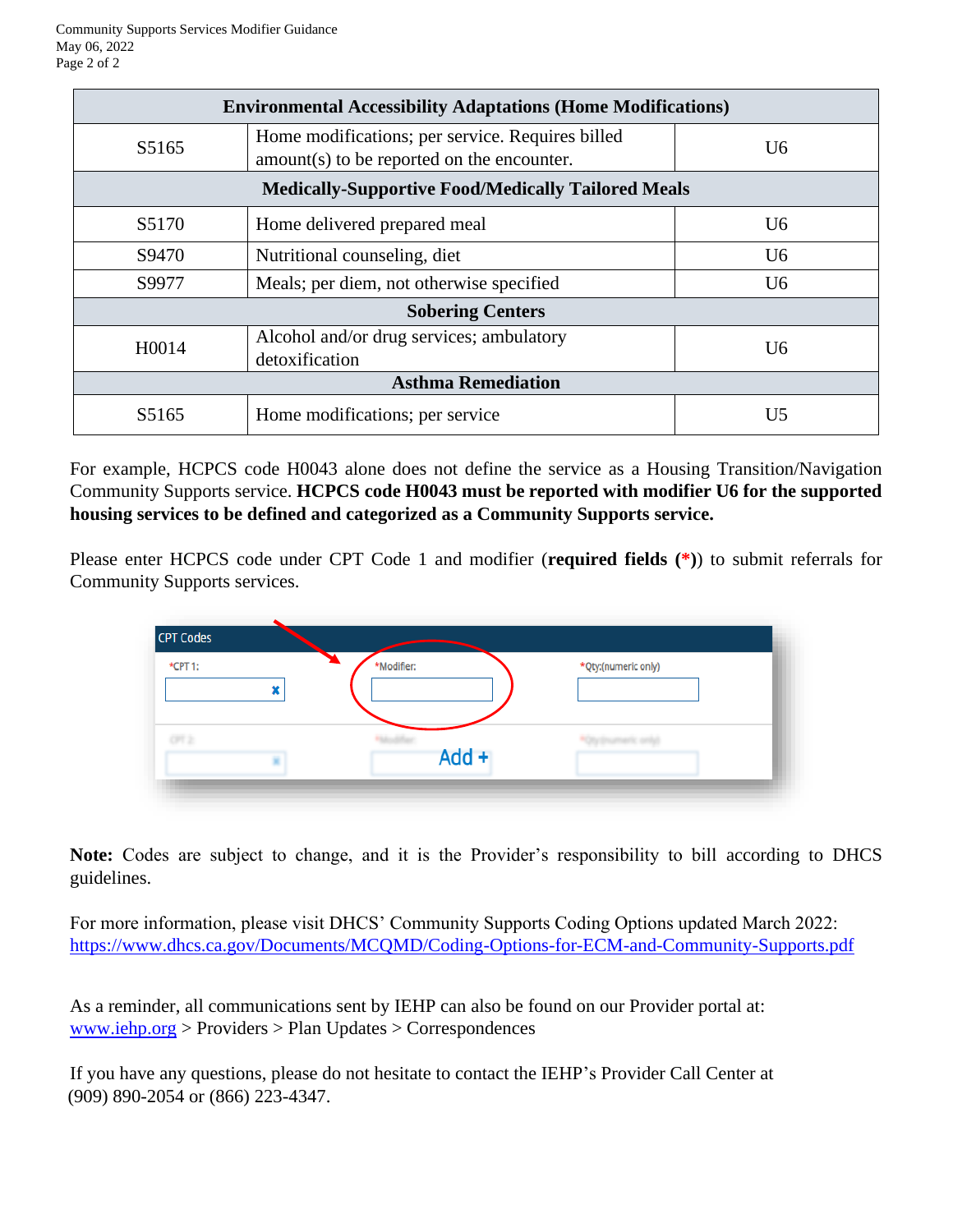| | | |
|---|---|---|
| **Environmental Accessibility Adaptations (Home Modifications)** | | |
| S5165 | Home modifications; per service. Requires billed amount(s) to be reported on the encounter. | U6 |
| **Medically-Supportive Food/Medically Tailored Meals** | | |
| S5170 | Home delivered prepared meal | U6 |
| S9470 | Nutritional counseling, diet | U6 |
| S9977 | Meals; per diem, not otherwise specified | U6 |
| **Sobering Centers** | | |
| H0014 | Alcohol and/or drug services; ambulatory detoxification | U6 |
| **Asthma Remediation** | | |
| S5165 | Home modifications; per service | U5 |

For example, HCPCS code H0043 alone does not define the service as a Housing Transition/Navigation Community Supports service. **HCPCS code H0043 must be reported with modifier U6 for the supported housing services to be defined and categorized as a Community Supports service.**

Please enter HCPCS code under CPT Code 1 and modifier (**required fields (*)**) to submit referrals for Community Supports services.

CPT Codes

*CPT 1: *Modifier: *Qty:(numeric only)

CPT 2: *Modifier: *Qty:(numeric only)

Add +

**Note:** Codes are subject to change, and it is the Provider's responsibility to bill according to DHCS guidelines.

For more information, please visit DHCS' Community Supports Coding Options updated March 2022:
https://www.dhcs.ca.gov/Documents/MCQMD/Coding-Options-for-ECM-and-Community-Supports.pdf

As a reminder, all communications sent by IEHP can also be found on our Provider portal at:
www.iehp.org > Providers > Plan Updates > Correspondences

If you have any questions, please do not hesitate to contact the IEHP's Provider Call Center at
(909) 890-2054 or (866) 223-4347.